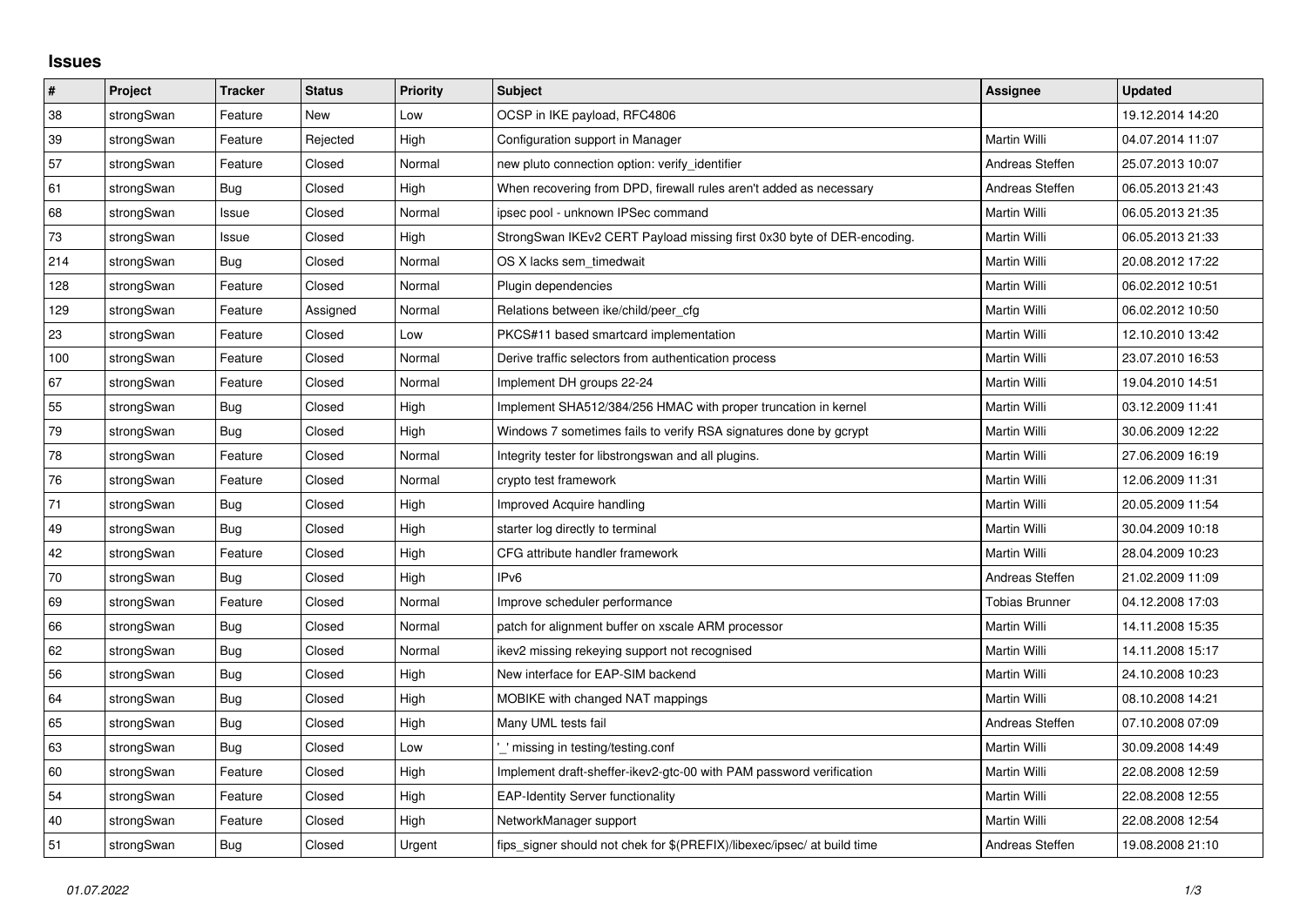# Issues

| # | Project | Tracker | Status | Priority | Subject | Assignee | Updated |
|---|---|---|---|---|---|---|---|
| 38 | strongSwan | Feature | New | Low | OCSP in IKE payload, RFC4806 | | 19.12.2014 14:20 |
| 39 | strongSwan | Feature | Rejected | High | Configuration support in Manager | Martin Willi | 04.07.2014 11:07 |
| 57 | strongSwan | Feature | Closed | Normal | new pluto connection option: verify_identifier | Andreas Steffen | 25.07.2013 10:07 |
| 61 | strongSwan | Bug | Closed | High | When recovering from DPD, firewall rules aren't added as necessary | Andreas Steffen | 06.05.2013 21:43 |
| 68 | strongSwan | Issue | Closed | Normal | ipsec pool - unknown IPSec command | Martin Willi | 06.05.2013 21:35 |
| 73 | strongSwan | Issue | Closed | High | StrongSwan IKEv2 CERT Payload missing first 0x30 byte of DER-encoding. | Martin Willi | 06.05.2013 21:33 |
| 214 | strongSwan | Bug | Closed | Normal | OS X lacks sem_timedwait | Martin Willi | 20.08.2012 17:22 |
| 128 | strongSwan | Feature | Closed | Normal | Plugin dependencies | Martin Willi | 06.02.2012 10:51 |
| 129 | strongSwan | Feature | Assigned | Normal | Relations between ike/child/peer_cfg | Martin Willi | 06.02.2012 10:50 |
| 23 | strongSwan | Feature | Closed | Low | PKCS#11 based smartcard implementation | Martin Willi | 12.10.2010 13:42 |
| 100 | strongSwan | Feature | Closed | Normal | Derive traffic selectors from authentication process | Martin Willi | 23.07.2010 16:53 |
| 67 | strongSwan | Feature | Closed | Normal | Implement DH groups 22-24 | Martin Willi | 19.04.2010 14:51 |
| 55 | strongSwan | Bug | Closed | High | Implement SHA512/384/256 HMAC with proper truncation in kernel | Martin Willi | 03.12.2009 11:41 |
| 79 | strongSwan | Bug | Closed | High | Windows 7 sometimes fails to verify RSA signatures done by gcrypt | Martin Willi | 30.06.2009 12:22 |
| 78 | strongSwan | Feature | Closed | Normal | Integrity tester for libstrongswan and all plugins. | Martin Willi | 27.06.2009 16:19 |
| 76 | strongSwan | Feature | Closed | Normal | crypto test framework | Martin Willi | 12.06.2009 11:31 |
| 71 | strongSwan | Bug | Closed | High | Improved Acquire handling | Martin Willi | 20.05.2009 11:54 |
| 49 | strongSwan | Bug | Closed | High | starter log directly to terminal | Martin Willi | 30.04.2009 10:18 |
| 42 | strongSwan | Feature | Closed | High | CFG attribute handler framework | Martin Willi | 28.04.2009 10:23 |
| 70 | strongSwan | Bug | Closed | High | IPv6 | Andreas Steffen | 21.02.2009 11:09 |
| 69 | strongSwan | Feature | Closed | Normal | Improve scheduler performance | Tobias Brunner | 04.12.2008 17:03 |
| 66 | strongSwan | Bug | Closed | Normal | patch for alignment buffer on xscale ARM processor | Martin Willi | 14.11.2008 15:35 |
| 62 | strongSwan | Bug | Closed | Normal | ikev2 missing rekeying support not recognised | Martin Willi | 14.11.2008 15:17 |
| 56 | strongSwan | Bug | Closed | High | New interface for EAP-SIM backend | Martin Willi | 24.10.2008 10:23 |
| 64 | strongSwan | Bug | Closed | High | MOBIKE with changed NAT mappings | Martin Willi | 08.10.2008 14:21 |
| 65 | strongSwan | Bug | Closed | High | Many UML tests fail | Andreas Steffen | 07.10.2008 07:09 |
| 63 | strongSwan | Bug | Closed | Low | '_' missing in testing/testing.conf | Martin Willi | 30.09.2008 14:49 |
| 60 | strongSwan | Feature | Closed | High | Implement draft-sheffer-ikev2-gtc-00 with PAM password verification | Martin Willi | 22.08.2008 12:59 |
| 54 | strongSwan | Feature | Closed | High | EAP-Identity Server functionality | Martin Willi | 22.08.2008 12:55 |
| 40 | strongSwan | Feature | Closed | High | NetworkManager support | Martin Willi | 22.08.2008 12:54 |
| 51 | strongSwan | Bug | Closed | Urgent | fips_signer should not chek for $(PREFIX)/libexec/ipsec/ at build time | Andreas Steffen | 19.08.2008 21:10 |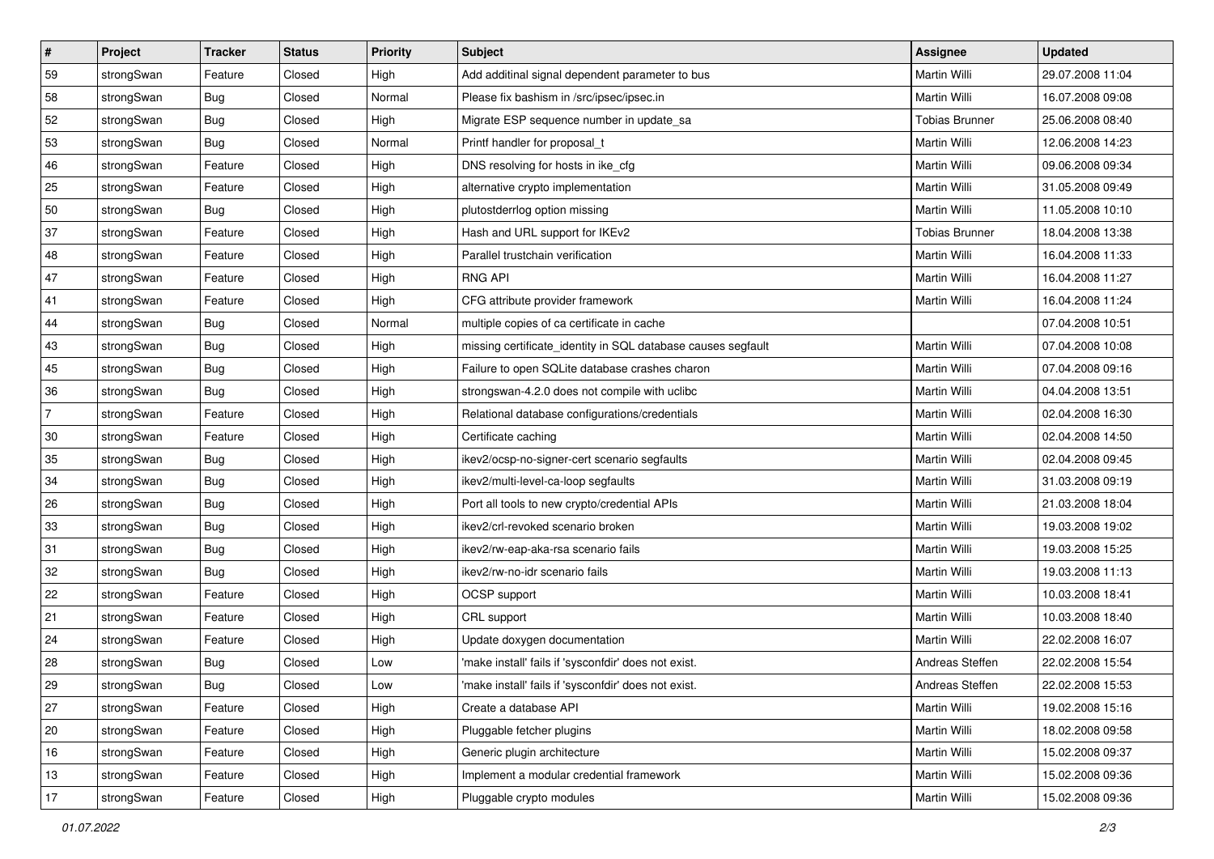| # | Project | Tracker | Status | Priority | Subject | Assignee | Updated |
|---|---|---|---|---|---|---|---|
| 59 | strongSwan | Feature | Closed | High | Add additinal signal dependent parameter to bus | Martin Willi | 29.07.2008 11:04 |
| 58 | strongSwan | Bug | Closed | Normal | Please fix bashism in /src/ipsec/ipsec.in | Martin Willi | 16.07.2008 09:08 |
| 52 | strongSwan | Bug | Closed | High | Migrate ESP sequence number in update_sa | Tobias Brunner | 25.06.2008 08:40 |
| 53 | strongSwan | Bug | Closed | Normal | Printf handler for proposal_t | Martin Willi | 12.06.2008 14:23 |
| 46 | strongSwan | Feature | Closed | High | DNS resolving for hosts in ike_cfg | Martin Willi | 09.06.2008 09:34 |
| 25 | strongSwan | Feature | Closed | High | alternative crypto implementation | Martin Willi | 31.05.2008 09:49 |
| 50 | strongSwan | Bug | Closed | High | plutostderrlog option missing | Martin Willi | 11.05.2008 10:10 |
| 37 | strongSwan | Feature | Closed | High | Hash and URL support for IKEv2 | Tobias Brunner | 18.04.2008 13:38 |
| 48 | strongSwan | Feature | Closed | High | Parallel trustchain verification | Martin Willi | 16.04.2008 11:33 |
| 47 | strongSwan | Feature | Closed | High | RNG API | Martin Willi | 16.04.2008 11:27 |
| 41 | strongSwan | Feature | Closed | High | CFG attribute provider framework | Martin Willi | 16.04.2008 11:24 |
| 44 | strongSwan | Bug | Closed | Normal | multiple copies of ca certificate in cache | | 07.04.2008 10:51 |
| 43 | strongSwan | Bug | Closed | High | missing certificate_identity in SQL database causes segfault | Martin Willi | 07.04.2008 10:08 |
| 45 | strongSwan | Bug | Closed | High | Failure to open SQLite database crashes charon | Martin Willi | 07.04.2008 09:16 |
| 36 | strongSwan | Bug | Closed | High | strongswan-4.2.0 does not compile with uclibc | Martin Willi | 04.04.2008 13:51 |
| 7 | strongSwan | Feature | Closed | High | Relational database configurations/credentials | Martin Willi | 02.04.2008 16:30 |
| 30 | strongSwan | Feature | Closed | High | Certificate caching | Martin Willi | 02.04.2008 14:50 |
| 35 | strongSwan | Bug | Closed | High | ikev2/ocsp-no-signer-cert scenario segfaults | Martin Willi | 02.04.2008 09:45 |
| 34 | strongSwan | Bug | Closed | High | ikev2/multi-level-ca-loop segfaults | Martin Willi | 31.03.2008 09:19 |
| 26 | strongSwan | Bug | Closed | High | Port all tools to new crypto/credential APIs | Martin Willi | 21.03.2008 18:04 |
| 33 | strongSwan | Bug | Closed | High | ikev2/crl-revoked scenario broken | Martin Willi | 19.03.2008 19:02 |
| 31 | strongSwan | Bug | Closed | High | ikev2/rw-eap-aka-rsa scenario fails | Martin Willi | 19.03.2008 15:25 |
| 32 | strongSwan | Bug | Closed | High | ikev2/rw-no-idr scenario fails | Martin Willi | 19.03.2008 11:13 |
| 22 | strongSwan | Feature | Closed | High | OCSP support | Martin Willi | 10.03.2008 18:41 |
| 21 | strongSwan | Feature | Closed | High | CRL support | Martin Willi | 10.03.2008 18:40 |
| 24 | strongSwan | Feature | Closed | High | Update doxygen documentation | Martin Willi | 22.02.2008 16:07 |
| 28 | strongSwan | Bug | Closed | Low | 'make install' fails if 'sysconfdir' does not exist. | Andreas Steffen | 22.02.2008 15:54 |
| 29 | strongSwan | Bug | Closed | Low | 'make install' fails if 'sysconfdir' does not exist. | Andreas Steffen | 22.02.2008 15:53 |
| 27 | strongSwan | Feature | Closed | High | Create a database API | Martin Willi | 19.02.2008 15:16 |
| 20 | strongSwan | Feature | Closed | High | Pluggable fetcher plugins | Martin Willi | 18.02.2008 09:58 |
| 16 | strongSwan | Feature | Closed | High | Generic plugin architecture | Martin Willi | 15.02.2008 09:37 |
| 13 | strongSwan | Feature | Closed | High | Implement a modular credential framework | Martin Willi | 15.02.2008 09:36 |
| 17 | strongSwan | Feature | Closed | High | Pluggable crypto modules | Martin Willi | 15.02.2008 09:36 |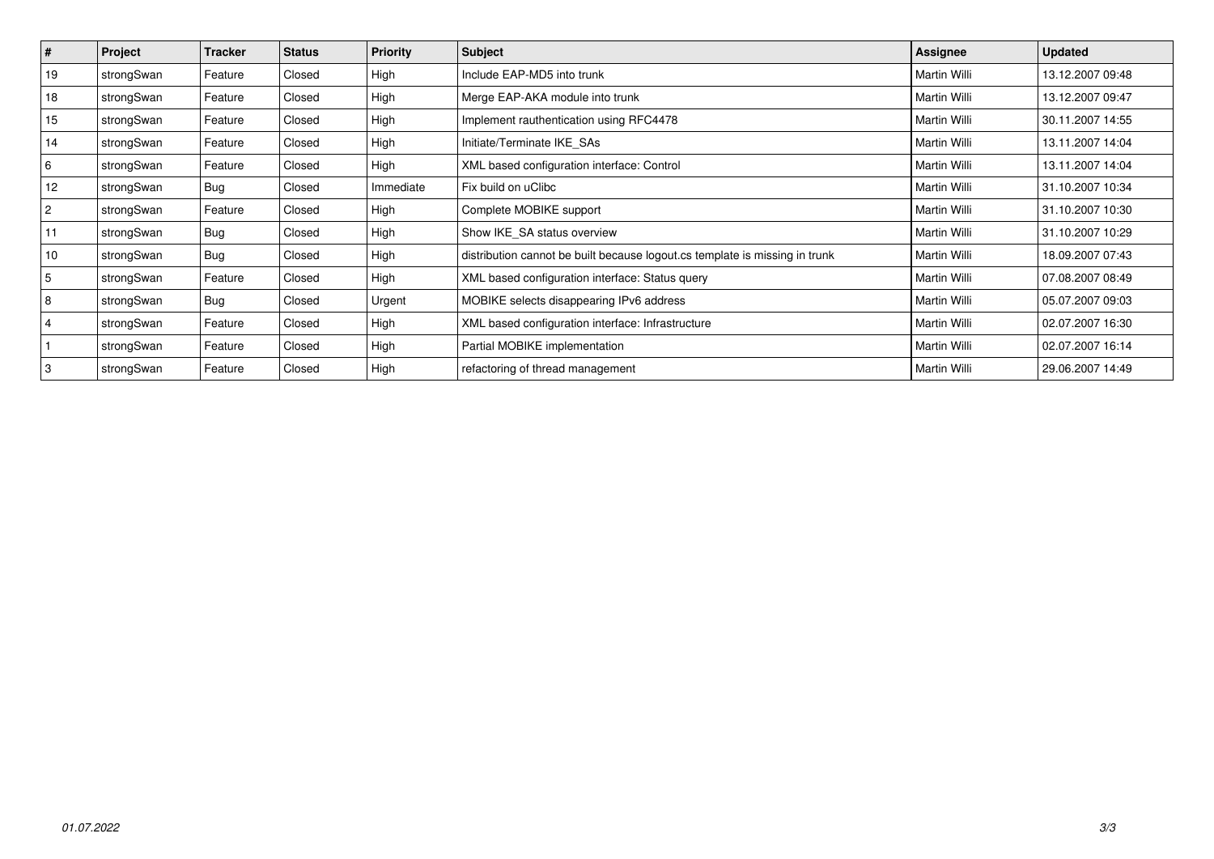| # | Project | Tracker | Status | Priority | Subject | Assignee | Updated |
|---|---|---|---|---|---|---|---|
| 19 | strongSwan | Feature | Closed | High | Include EAP-MD5 into trunk | Martin Willi | 13.12.2007 09:48 |
| 18 | strongSwan | Feature | Closed | High | Merge EAP-AKA module into trunk | Martin Willi | 13.12.2007 09:47 |
| 15 | strongSwan | Feature | Closed | High | Implement rauthentication using RFC4478 | Martin Willi | 30.11.2007 14:55 |
| 14 | strongSwan | Feature | Closed | High | Initiate/Terminate IKE_SAs | Martin Willi | 13.11.2007 14:04 |
| 6 | strongSwan | Feature | Closed | High | XML based configuration interface: Control | Martin Willi | 13.11.2007 14:04 |
| 12 | strongSwan | Bug | Closed | Immediate | Fix build on uClibc | Martin Willi | 31.10.2007 10:34 |
| 2 | strongSwan | Feature | Closed | High | Complete MOBIKE support | Martin Willi | 31.10.2007 10:30 |
| 11 | strongSwan | Bug | Closed | High | Show IKE_SA status overview | Martin Willi | 31.10.2007 10:29 |
| 10 | strongSwan | Bug | Closed | High | distribution cannot be built because logout.cs template is missing in trunk | Martin Willi | 18.09.2007 07:43 |
| 5 | strongSwan | Feature | Closed | High | XML based configuration interface: Status query | Martin Willi | 07.08.2007 08:49 |
| 8 | strongSwan | Bug | Closed | Urgent | MOBIKE selects disappearing IPv6 address | Martin Willi | 05.07.2007 09:03 |
| 4 | strongSwan | Feature | Closed | High | XML based configuration interface: Infrastructure | Martin Willi | 02.07.2007 16:30 |
| 1 | strongSwan | Feature | Closed | High | Partial MOBIKE implementation | Martin Willi | 02.07.2007 16:14 |
| 3 | strongSwan | Feature | Closed | High | refactoring of thread management | Martin Willi | 29.06.2007 14:49 |

*01.07.2022*